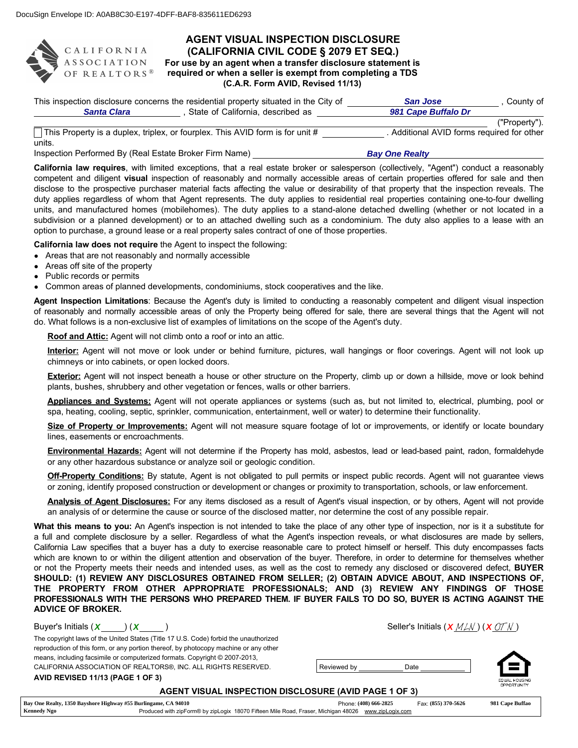DocuSign Envelope ID: A0AB8C30-E197-4DFF-BAF8-835611ED6293

CALIFORNIA ASSOCIATION OF REALTORS®

# AGENT VISUAL INSPECTION DISCLOSURE
## (CALIFORNIA CIVIL CODE § 2079 ET SEQ.)

**For use by an agent when a transfer disclosure statement is required or when a seller is exempt from completing a TDS**
**(C.A.R. Form AVID, Revised 11/13)**

This inspection disclosure concerns the residential property situated in the City of ***San Jose***, County of ***Santa Clara***, State of California, described as ***981 Cape Buffalo Dr*** ("Property").

☐ This Property is a duplex, triplex, or fourplex. This AVID form is for unit # \_\_\_\_\_\_\_\_. Additional AVID forms required for other units.

Inspection Performed By (Real Estate Broker Firm Name) ***Bay One Realty***

**California law requires**, with limited exceptions, that a real estate broker or salesperson (collectively, "Agent") conduct a reasonably competent and diligent **visual** inspection of reasonably and normally accessible areas of certain properties offered for sale and then disclose to the prospective purchaser material facts affecting the value or desirability of that property that the inspection reveals. The duty applies regardless of whom that Agent represents. The duty applies to residential real properties containing one-to-four dwelling units, and manufactured homes (mobilehomes). The duty applies to a stand-alone detached dwelling (whether or not located in a subdivision or a planned development) or to an attached dwelling such as a condominium. The duty also applies to a lease with an option to purchase, a ground lease or a real property sales contract of one of those properties.

**California law does not require** the Agent to inspect the following:

- Areas that are not reasonably and normally accessible
- Areas off site of the property
- Public records or permits
- Common areas of planned developments, condominiums, stock cooperatives and the like.

**Agent Inspection Limitations**: Because the Agent's duty is limited to conducting a reasonably competent and diligent visual inspection of reasonably and normally accessible areas of only the Property being offered for sale, there are several things that the Agent will not do. What follows is a non-exclusive list of examples of limitations on the scope of the Agent's duty.

**Roof and Attic:** Agent will not climb onto a roof or into an attic.

**Interior:** Agent will not move or look under or behind furniture, pictures, wall hangings or floor coverings. Agent will not look up chimneys or into cabinets, or open locked doors.

**Exterior:** Agent will not inspect beneath a house or other structure on the Property, climb up or down a hillside, move or look behind plants, bushes, shrubbery and other vegetation or fences, walls or other barriers.

**Appliances and Systems:** Agent will not operate appliances or systems (such as, but not limited to, electrical, plumbing, pool or spa, heating, cooling, septic, sprinkler, communication, entertainment, well or water) to determine their functionality.

**Size of Property or Improvements:** Agent will not measure square footage of lot or improvements, or identify or locate boundary lines, easements or encroachments.

**Environmental Hazards:** Agent will not determine if the Property has mold, asbestos, lead or lead-based paint, radon, formaldehyde or any other hazardous substance or analyze soil or geologic condition.

**Off-Property Conditions:** By statute, Agent is not obligated to pull permits or inspect public records. Agent will not guarantee views or zoning, identify proposed construction or development or changes or proximity to transportation, schools, or law enforcement.

**Analysis of Agent Disclosures:** For any items disclosed as a result of Agent's visual inspection, or by others, Agent will not provide an analysis of or determine the cause or source of the disclosed matter, nor determine the cost of any possible repair.

**What this means to you:** An Agent's inspection is not intended to take the place of any other type of inspection, nor is it a substitute for a full and complete disclosure by a seller. Regardless of what the Agent's inspection reveals, or what disclosures are made by sellers, California Law specifies that a buyer has a duty to exercise reasonable care to protect himself or herself. This duty encompasses facts which are known to or within the diligent attention and observation of the buyer. Therefore, in order to determine for themselves whether or not the Property meets their needs and intended uses, as well as the cost to remedy any disclosed or discovered defect, **BUYER SHOULD: (1) REVIEW ANY DISCLOSURES OBTAINED FROM SELLER; (2) OBTAIN ADVICE ABOUT, AND INSPECTIONS OF, THE PROPERTY FROM OTHER APPROPRIATE PROFESSIONALS; AND (3) REVIEW ANY FINDINGS OF THOSE PROFESSIONALS WITH THE PERSONS WHO PREPARED THEM. IF BUYER FAILS TO DO SO, BUYER IS ACTING AGAINST THE ADVICE OF BROKER.**

Buyer's Initials (X\_\_\_\_\_) (X\_\_\_\_\_)    Seller's Initials (X MLN) (X OTN)

The copyright laws of the United States (Title 17 U.S. Code) forbid the unauthorized reproduction of this form, or any portion thereof, by photocopy machine or any other means, including facsimile or computerized formats. Copyright © 2007-2013, CALIFORNIA ASSOCIATION OF REALTORS®, INC. ALL RIGHTS RESERVED.

**AVID REVISED 11/13 (PAGE 1 OF 3)**

Reviewed by \_\_\_\_\_\_\_\_ Date \_\_\_\_\_\_\_\_

EQUAL HOUSING OPPORTUNITY

**Bay One Realty, 1350 Bayshore Highway #55 Burlingame, CA 94010** Phone: **(408) 666-2825** Fax: **(855) 370-5626** **981 Cape Buffao**
**Kennedy Ngo** Produced with zipForm® by zipLogix 18070 Fifteen Mile Road, Fraser, Michigan 48026 www.zipLogix.com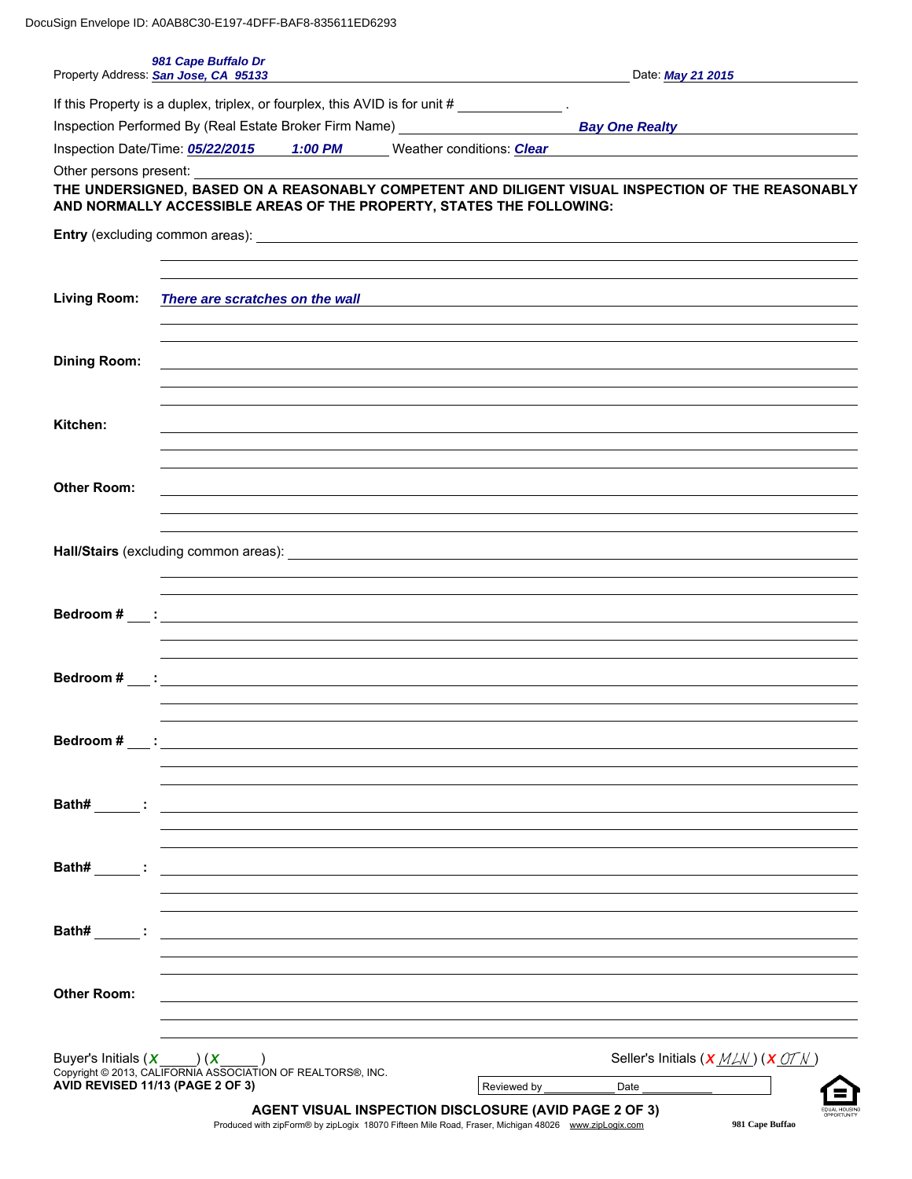DocuSign Envelope ID: A0AB8C30-E197-4DFF-BAF8-835611ED6293

Property Address: *981 Cape Buffalo Dr San Jose, CA 95133* Date: *May 21 2015*

If this Property is a duplex, triplex, or fourplex, this AVID is for unit # ______________ .

Inspection Performed By (Real Estate Broker Firm Name) *Bay One Realty*

Inspection Date/Time: *05/22/2015* *1:00 PM* Weather conditions: *Clear*

Other persons present:

**THE UNDERSIGNED, BASED ON A REASONABLY COMPETENT AND DILIGENT VISUAL INSPECTION OF THE REASONABLY AND NORMALLY ACCESSIBLE AREAS OF THE PROPERTY, STATES THE FOLLOWING:**

**Entry** (excluding common areas):

**Living Room:** *There are scratches on the wall*

**Dining Room:**

**Kitchen:**

**Other Room:**

**Hall/Stairs** (excluding common areas):

**Bedroom # \_\_\_ :**

**Bedroom # \_\_\_ :**

**Bedroom # \_\_\_ :**

**Bath# \_\_\_\_\_ :**

**Bath# \_\_\_\_\_ :**

**Bath# \_\_\_\_\_ :**

**Other Room:**

Buyer's Initials ( X \_\_\_\_\_ ) ( X \_\_\_\_\_ ) Seller's Initials ( X MLN ) ( X OTN )

Copyright © 2013, CALIFORNIA ASSOCIATION OF REALTORS®, INC.

**AVID REVISED 11/13 (PAGE 2 OF 3)**

Reviewed by \_\_\_\_\_\_\_\_\_\_ Date \_\_\_\_\_\_\_\_\_\_

**AGENT VISUAL INSPECTION DISCLOSURE (AVID PAGE 2 OF 3)**

Produced with zipForm® by zipLogix 18070 Fifteen Mile Road, Fraser, Michigan 48026 www.zipLogix.com 981 Cape Buffao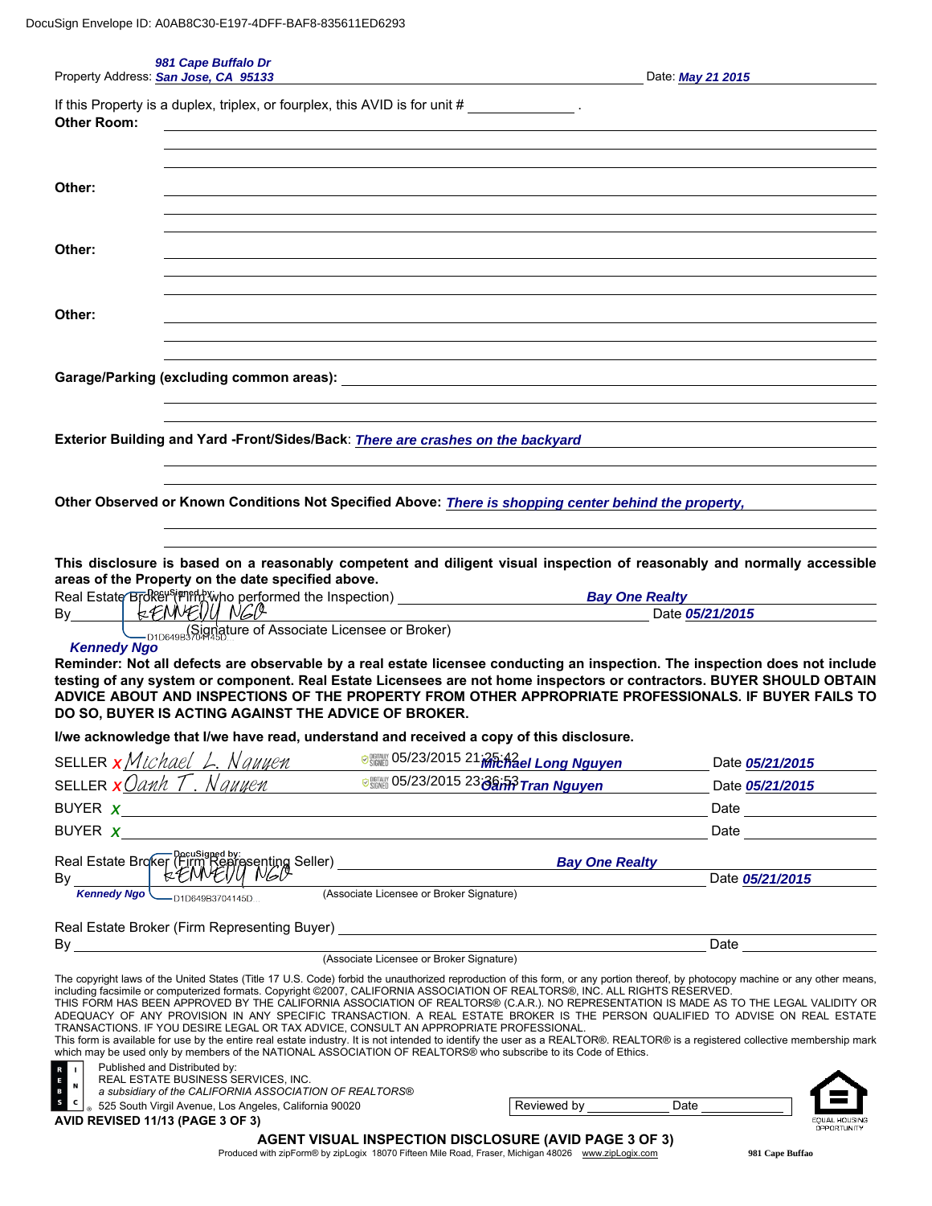DocuSign Envelope ID: A0AB8C30-E197-4DFF-BAF8-835611ED6293

Property Address: *981 Cape Buffalo Dr San Jose, CA 95133* Date: *May 21 2015*

If this Property is a duplex, triplex, or fourplex, this AVID is for unit # ______________ .

**Other Room:**

**Other:**

**Other:**

**Other:**

**Garage/Parking (excluding common areas):**

**Exterior Building and Yard -Front/Sides/Back**: *There are crashes on the backyard*

**Other Observed or Known Conditions Not Specified Above:** *There is shopping center behind the property,*

**This disclosure is based on a reasonably competent and diligent visual inspection of reasonably and normally accessible areas of the Property on the date specified above.**

Real Estate Broker (Firm who performed the Inspection) *Bay One Realty*

By KENNEDY NGO (Signature of Associate Licensee or Broker) Date *05/21/2015*

*Kennedy Ngo*

**Reminder: Not all defects are observable by a real estate licensee conducting an inspection. The inspection does not include testing of any system or component. Real Estate Licensees are not home inspectors or contractors. BUYER SHOULD OBTAIN ADVICE ABOUT AND INSPECTIONS OF THE PROPERTY FROM OTHER APPROPRIATE PROFESSIONALS. IF BUYER FAILS TO DO SO, BUYER IS ACTING AGAINST THE ADVICE OF BROKER.**

**I/we acknowledge that I/we have read, understand and received a copy of this disclosure.**

SELLER *x* Michael L. Nguyen 05/23/2015 21:25:42 *Michael Long Nguyen* Date *05/21/2015*

SELLER *x* Oanh T. Nguyen 05/23/2015 23:36:53 *Oanh Tran Nguyen* Date *05/21/2015*

BUYER *x* ______________________ Date ________

BUYER *x* ______________________ Date ________

Real Estate Broker (Firm Representing Seller) *Bay One Realty*

By KENNEDY NGO (Associate Licensee or Broker Signature) Date *05/21/2015*

*Kennedy Ngo*

Real Estate Broker (Firm Representing Buyer) ______________________

By ______________________ (Associate Licensee or Broker Signature) Date ________

The copyright laws of the United States (Title 17 U.S. Code) forbid the unauthorized reproduction of this form, or any portion thereof, by photocopy machine or any other means, including facsimile or computerized formats. Copyright ©2007, CALIFORNIA ASSOCIATION OF REALTORS®, INC. ALL RIGHTS RESERVED.
THIS FORM HAS BEEN APPROVED BY THE CALIFORNIA ASSOCIATION OF REALTORS® (C.A.R.). NO REPRESENTATION IS MADE AS TO THE LEGAL VALIDITY OR ADEQUACY OF ANY PROVISION IN ANY SPECIFIC TRANSACTION. A REAL ESTATE BROKER IS THE PERSON QUALIFIED TO ADVISE ON REAL ESTATE TRANSACTIONS. IF YOU DESIRE LEGAL OR TAX ADVICE, CONSULT AN APPROPRIATE PROFESSIONAL.
This form is available for use by the entire real estate industry. It is not intended to identify the user as a REALTOR®. REALTOR® is a registered collective membership mark which may be used only by members of the NATIONAL ASSOCIATION OF REALTORS® who subscribe to its Code of Ethics.

Published and Distributed by:
REAL ESTATE BUSINESS SERVICES, INC.
*a subsidiary of the CALIFORNIA ASSOCIATION OF REALTORS®*
525 South Virgil Avenue, Los Angeles, California 90020

**AVID REVISED 11/13 (PAGE 3 OF 3)**

Reviewed by ________ Date ________

**AGENT VISUAL INSPECTION DISCLOSURE (AVID PAGE 3 OF 3)**

Produced with zipForm® by zipLogix 18070 Fifteen Mile Road, Fraser, Michigan 48026 www.zipLogix.com 981 Cape Buffao